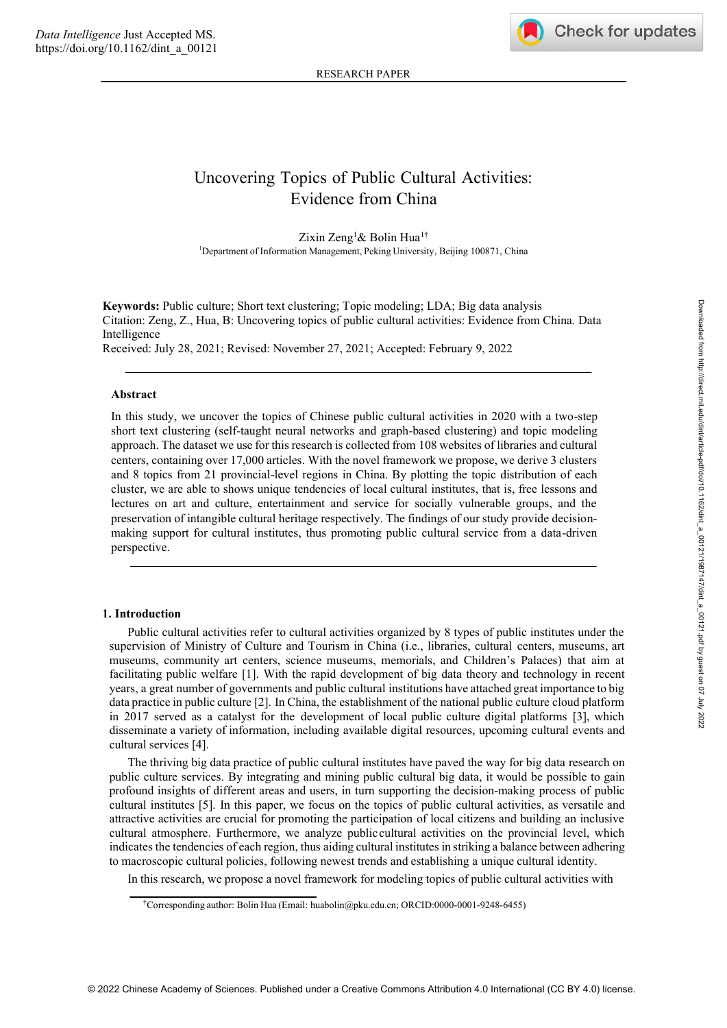RESEARCH PAPER

# Uncovering Topics of Public Cultural Activities: Evidence from China

Zixin Zeng[1] & Bolin Hua[1†]

[1]Department of Information Management, Peking University, Beijing 100871, China

**Keywords:** Public culture; Short text clustering; Topic modeling; LDA; Big data analysis
Citation: Zeng, Z., Hua, B: Uncovering topics of public cultural activities: Evidence from China. Data Intelligence
Received: July 28, 2021; Revised: November 27, 2021; Accepted: February 9, 2022

---

### Abstract

In this study, we uncover the topics of Chinese public cultural activities in 2020 with a two-step short text clustering (self-taught neural networks and graph-based clustering) and topic modeling approach. The dataset we use for this research is collected from 108 websites of libraries and cultural centers, containing over 17,000 articles. With the novel framework we propose, we derive 3 clusters and 8 topics from 21 provincial-level regions in China. By plotting the topic distribution of each cluster, we are able to shows unique tendencies of local cultural institutes, that is, free lessons and lectures on art and culture, entertainment and service for socially vulnerable groups, and the preservation of intangible cultural heritage respectively. The findings of our study provide decision-making support for cultural institutes, thus promoting public cultural service from a data-driven perspective.

---

## 1. Introduction

Public cultural activities refer to cultural activities organized by 8 types of public institutes under the supervision of Ministry of Culture and Tourism in China (i.e., libraries, cultural centers, museums, art museums, community art centers, science museums, memorials, and Children's Palaces) that aim at facilitating public welfare [1]. With the rapid development of big data theory and technology in recent years, a great number of governments and public cultural institutions have attached great importance to big data practice in public culture [2]. In China, the establishment of the national public culture cloud platform in 2017 served as a catalyst for the development of local public culture digital platforms [3], which disseminate a variety of information, including available digital resources, upcoming cultural events and cultural services [4].

The thriving big data practice of public cultural institutes have paved the way for big data research on public culture services. By integrating and mining public cultural big data, it would be possible to gain profound insights of different areas and users, in turn supporting the decision-making process of public cultural institutes [5]. In this paper, we focus on the topics of public cultural activities, as versatile and attractive activities are crucial for promoting the participation of local citizens and building an inclusive cultural atmosphere. Furthermore, we analyze public cultural activities on the provincial level, which indicates the tendencies of each region, thus aiding cultural institutes in striking a balance between adhering to macroscopic cultural policies, following newest trends and establishing a unique cultural identity.

In this research, we propose a novel framework for modeling topics of public cultural activities with

---

†Corresponding author: Bolin Hua (Email: huabolin@pku.edu.cn; ORCID:0000-0001-9248-6455)

© 2022 Chinese Academy of Sciences. Published under a Creative Commons Attribution 4.0 International (CC BY 4.0) license.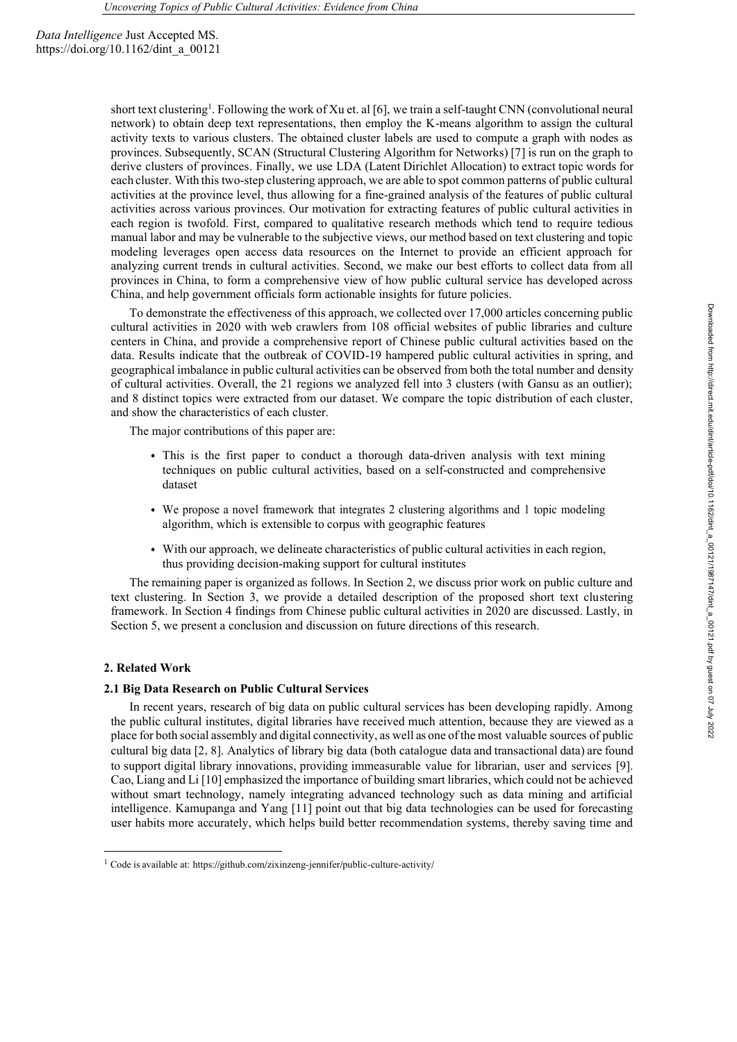short text clustering[1]. Following the work of Xu et. al [6], we train a self-taught CNN (convolutional neural network) to obtain deep text representations, then employ the K-means algorithm to assign the cultural activity texts to various clusters. The obtained cluster labels are used to compute a graph with nodes as provinces. Subsequently, SCAN (Structural Clustering Algorithm for Networks) [7] is run on the graph to derive clusters of provinces. Finally, we use LDA (Latent Dirichlet Allocation) to extract topic words for each cluster. With this two-step clustering approach, we are able to spot common patterns of public cultural activities at the province level, thus allowing for a fine-grained analysis of the features of public cultural activities across various provinces. Our motivation for extracting features of public cultural activities in each region is twofold. First, compared to qualitative research methods which tend to require tedious manual labor and may be vulnerable to the subjective views, our method based on text clustering and topic modeling leverages open access data resources on the Internet to provide an efficient approach for analyzing current trends in cultural activities. Second, we make our best efforts to collect data from all provinces in China, to form a comprehensive view of how public cultural service has developed across China, and help government officials form actionable insights for future policies.

To demonstrate the effectiveness of this approach, we collected over 17,000 articles concerning public cultural activities in 2020 with web crawlers from 108 official websites of public libraries and culture centers in China, and provide a comprehensive report of Chinese public cultural activities based on the data. Results indicate that the outbreak of COVID-19 hampered public cultural activities in spring, and geographical imbalance in public cultural activities can be observed from both the total number and density of cultural activities. Overall, the 21 regions we analyzed fell into 3 clusters (with Gansu as an outlier); and 8 distinct topics were extracted from our dataset. We compare the topic distribution of each cluster, and show the characteristics of each cluster.

The major contributions of this paper are:

- This is the first paper to conduct a thorough data-driven analysis with text mining techniques on public cultural activities, based on a self-constructed and comprehensive dataset
- We propose a novel framework that integrates 2 clustering algorithms and 1 topic modeling algorithm, which is extensible to corpus with geographic features
- With our approach, we delineate characteristics of public cultural activities in each region, thus providing decision-making support for cultural institutes

The remaining paper is organized as follows. In Section 2, we discuss prior work on public culture and text clustering. In Section 3, we provide a detailed description of the proposed short text clustering framework. In Section 4 findings from Chinese public cultural activities in 2020 are discussed. Lastly, in Section 5, we present a conclusion and discussion on future directions of this research.

## 2. Related Work

### 2.1 Big Data Research on Public Cultural Services

In recent years, research of big data on public cultural services has been developing rapidly. Among the public cultural institutes, digital libraries have received much attention, because they are viewed as a place for both social assembly and digital connectivity, as well as one of the most valuable sources of public cultural big data [2, 8]. Analytics of library big data (both catalogue data and transactional data) are found to support digital library innovations, providing immeasurable value for librarian, user and services [9]. Cao, Liang and Li [10] emphasized the importance of building smart libraries, which could not be achieved without smart technology, namely integrating advanced technology such as data mining and artificial intelligence. Kamupanga and Yang [11] point out that big data technologies can be used for forecasting user habits more accurately, which helps build better recommendation systems, thereby saving time and

[1] Code is available at: https://github.com/zixinzeng-jennifer/public-culture-activity/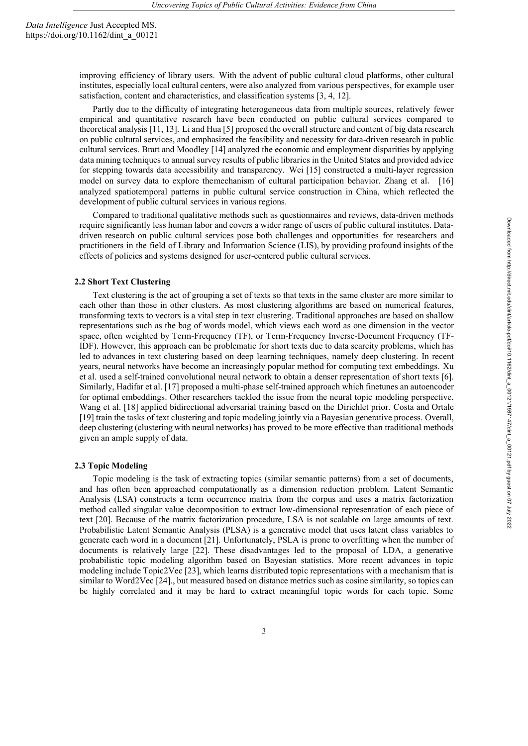improving efficiency of library users. With the advent of public cultural cloud platforms, other cultural institutes, especially local cultural centers, were also analyzed from various perspectives, for example user satisfaction, content and characteristics, and classification systems [3, 4, 12].

Partly due to the difficulty of integrating heterogeneous data from multiple sources, relatively fewer empirical and quantitative research have been conducted on public cultural services compared to theoretical analysis [11, 13]. Li and Hua [5] proposed the overall structure and content of big data research on public cultural services, and emphasized the feasibility and necessity for data-driven research in public cultural services. Bratt and Moodley [14] analyzed the economic and employment disparities by applying data mining techniques to annual survey results of public libraries in the United States and provided advice for stepping towards data accessibility and transparency. Wei [15] constructed a multi-layer regression model on survey data to explore themechanism of cultural participation behavior. Zhang et al. [16] analyzed spatiotemporal patterns in public cultural service construction in China, which reflected the development of public cultural services in various regions.

Compared to traditional qualitative methods such as questionnaires and reviews, data-driven methods require significantly less human labor and covers a wider range of users of public cultural institutes. Data-driven research on public cultural services pose both challenges and opportunities for researchers and practitioners in the field of Library and Information Science (LIS), by providing profound insights of the effects of policies and systems designed for user-centered public cultural services.

### 2.2 Short Text Clustering

Text clustering is the act of grouping a set of texts so that texts in the same cluster are more similar to each other than those in other clusters. As most clustering algorithms are based on numerical features, transforming texts to vectors is a vital step in text clustering. Traditional approaches are based on shallow representations such as the bag of words model, which views each word as one dimension in the vector space, often weighted by Term-Frequency (TF), or Term-Frequency Inverse-Document Frequency (TF-IDF). However, this approach can be problematic for short texts due to data scarcity problems, which has led to advances in text clustering based on deep learning techniques, namely deep clustering. In recent years, neural networks have become an increasingly popular method for computing text embeddings. Xu et al. used a self-trained convolutional neural network to obtain a denser representation of short texts [6]. Similarly, Hadifar et al. [17] proposed a multi-phase self-trained approach which finetunes an autoencoder for optimal embeddings. Other researchers tackled the issue from the neural topic modeling perspective. Wang et al. [18] applied bidirectional adversarial training based on the Dirichlet prior. Costa and Ortale [19] train the tasks of text clustering and topic modeling jointly via a Bayesian generative process. Overall, deep clustering (clustering with neural networks) has proved to be more effective than traditional methods given an ample supply of data.

### 2.3 Topic Modeling

Topic modeling is the task of extracting topics (similar semantic patterns) from a set of documents, and has often been approached computationally as a dimension reduction problem. Latent Semantic Analysis (LSA) constructs a term occurrence matrix from the corpus and uses a matrix factorization method called singular value decomposition to extract low-dimensional representation of each piece of text [20]. Because of the matrix factorization procedure, LSA is not scalable on large amounts of text. Probabilistic Latent Semantic Analysis (PLSA) is a generative model that uses latent class variables to generate each word in a document [21]. Unfortunately, PSLA is prone to overfitting when the number of documents is relatively large [22]. These disadvantages led to the proposal of LDA, a generative probabilistic topic modeling algorithm based on Bayesian statistics. More recent advances in topic modeling include Topic2Vec [23], which learns distributed topic representations with a mechanism that is similar to Word2Vec [24]., but measured based on distance metrics such as cosine similarity, so topics can be highly correlated and it may be hard to extract meaningful topic words for each topic. Some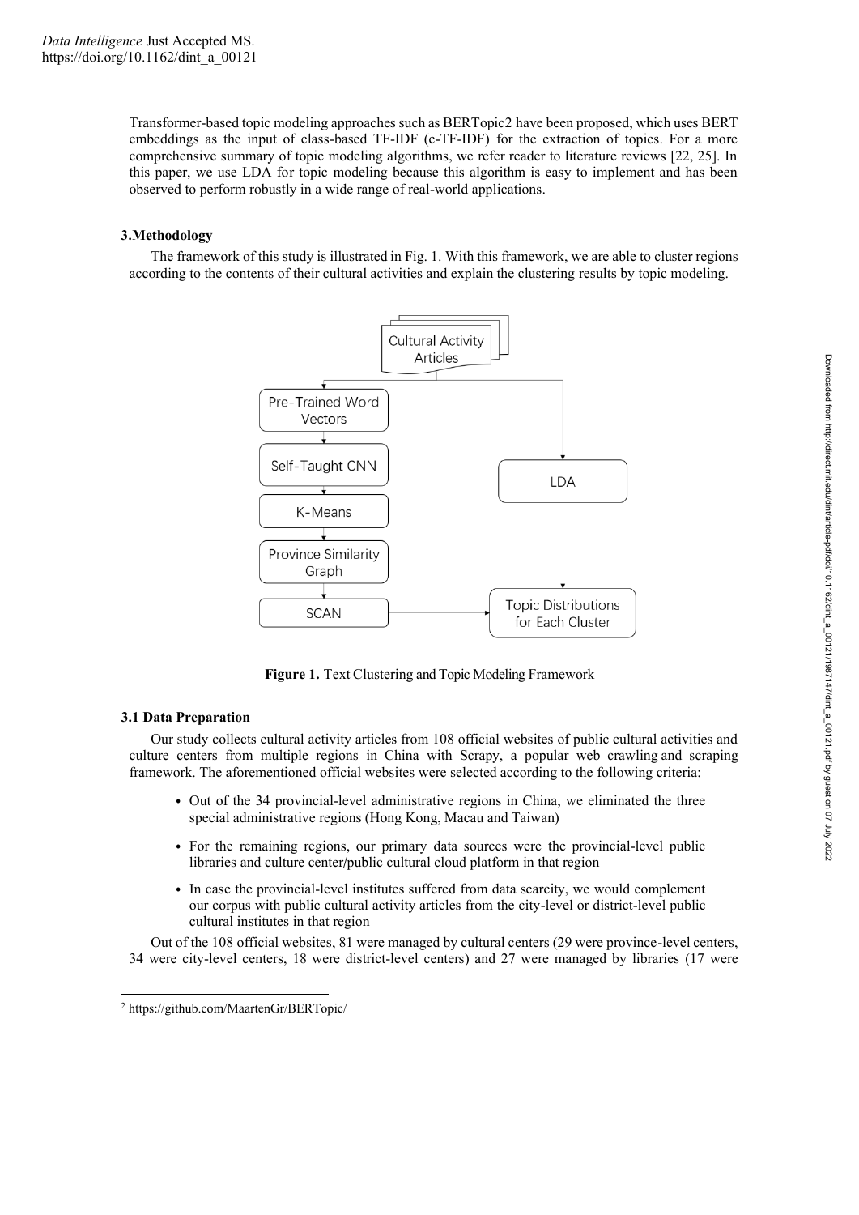Transformer-based topic modeling approaches such as BERTopic2 have been proposed, which uses BERT embeddings as the input of class-based TF-IDF (c-TF-IDF) for the extraction of topics. For a more comprehensive summary of topic modeling algorithms, we refer reader to literature reviews [22, 25]. In this paper, we use LDA for topic modeling because this algorithm is easy to implement and has been observed to perform robustly in a wide range of real-world applications.

## 3.Methodology

The framework of this study is illustrated in Fig. 1. With this framework, we are able to cluster regions according to the contents of their cultural activities and explain the clustering results by topic modeling.

**Figure 1.** Text Clustering and Topic Modeling Framework

### 3.1 Data Preparation

Our study collects cultural activity articles from 108 official websites of public cultural activities and culture centers from multiple regions in China with Scrapy, a popular web crawling and scraping framework. The aforementioned official websites were selected according to the following criteria:

- Out of the 34 provincial-level administrative regions in China, we eliminated the three special administrative regions (Hong Kong, Macau and Taiwan)
- For the remaining regions, our primary data sources were the provincial-level public libraries and culture center/public cultural cloud platform in that region
- In case the provincial-level institutes suffered from data scarcity, we would complement our corpus with public cultural activity articles from the city-level or district-level public cultural institutes in that region

Out of the 108 official websites, 81 were managed by cultural centers (29 were province-level centers, 34 were city-level centers, 18 were district-level centers) and 27 were managed by libraries (17 were

[2] https://github.com/MaartenGr/BERTopic/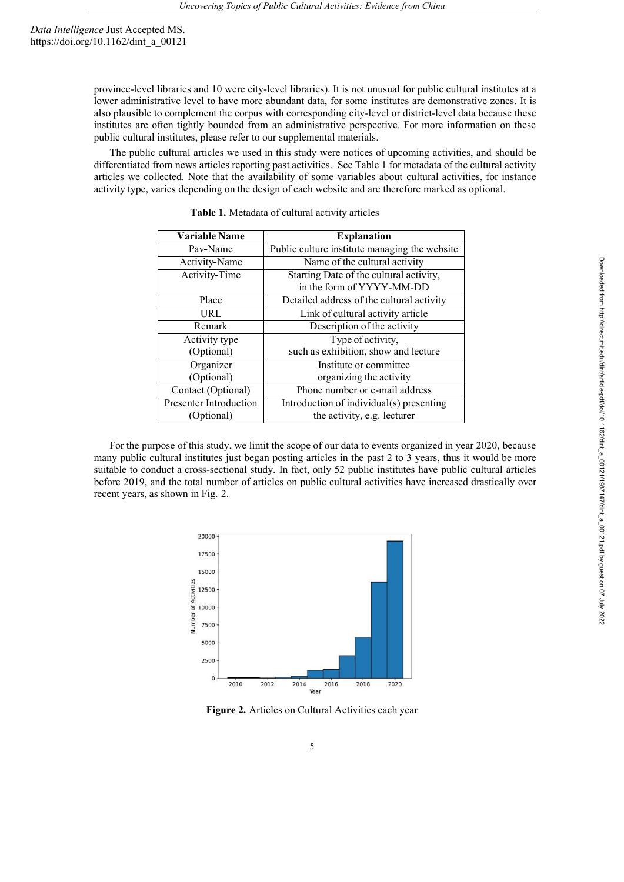province-level libraries and 10 were city-level libraries). It is not unusual for public cultural institutes at a lower administrative level to have more abundant data, for some institutes are demonstrative zones. It is also plausible to complement the corpus with corresponding city-level or district-level data because these institutes are often tightly bounded from an administrative perspective. For more information on these public cultural institutes, please refer to our supplemental materials.

The public cultural articles we used in this study were notices of upcoming activities, and should be differentiated from news articles reporting past activities. See Table 1 for metadata of the cultural activity articles we collected. Note that the availability of some variables about cultural activities, for instance activity type, varies depending on the design of each website and are therefore marked as optional.

**Table 1.** Metadata of cultural activity articles

| Variable Name | Explanation |
|---|---|
| Pav-Name | Public culture institute managing the website |
| Activity-Name | Name of the cultural activity |
| Activity-Time | Starting Date of the cultural activity, in the form of YYYY-MM-DD |
| Place | Detailed address of the cultural activity |
| URL | Link of cultural activity article |
| Remark | Description of the activity |
| Activity type (Optional) | Type of activity, such as exhibition, show and lecture |
| Organizer (Optional) | Institute or committee organizing the activity |
| Contact (Optional) | Phone number or e-mail address |
| Presenter Introduction (Optional) | Introduction of individual(s) presenting the activity, e.g. lecturer |

For the purpose of this study, we limit the scope of our data to events organized in year 2020, because many public cultural institutes just began posting articles in the past 2 to 3 years, thus it would be more suitable to conduct a cross-sectional study. In fact, only 52 public institutes have public cultural articles before 2019, and the total number of articles on public cultural activities have increased drastically over recent years, as shown in Fig. 2.

**Figure 2.** Articles on Cultural Activities each year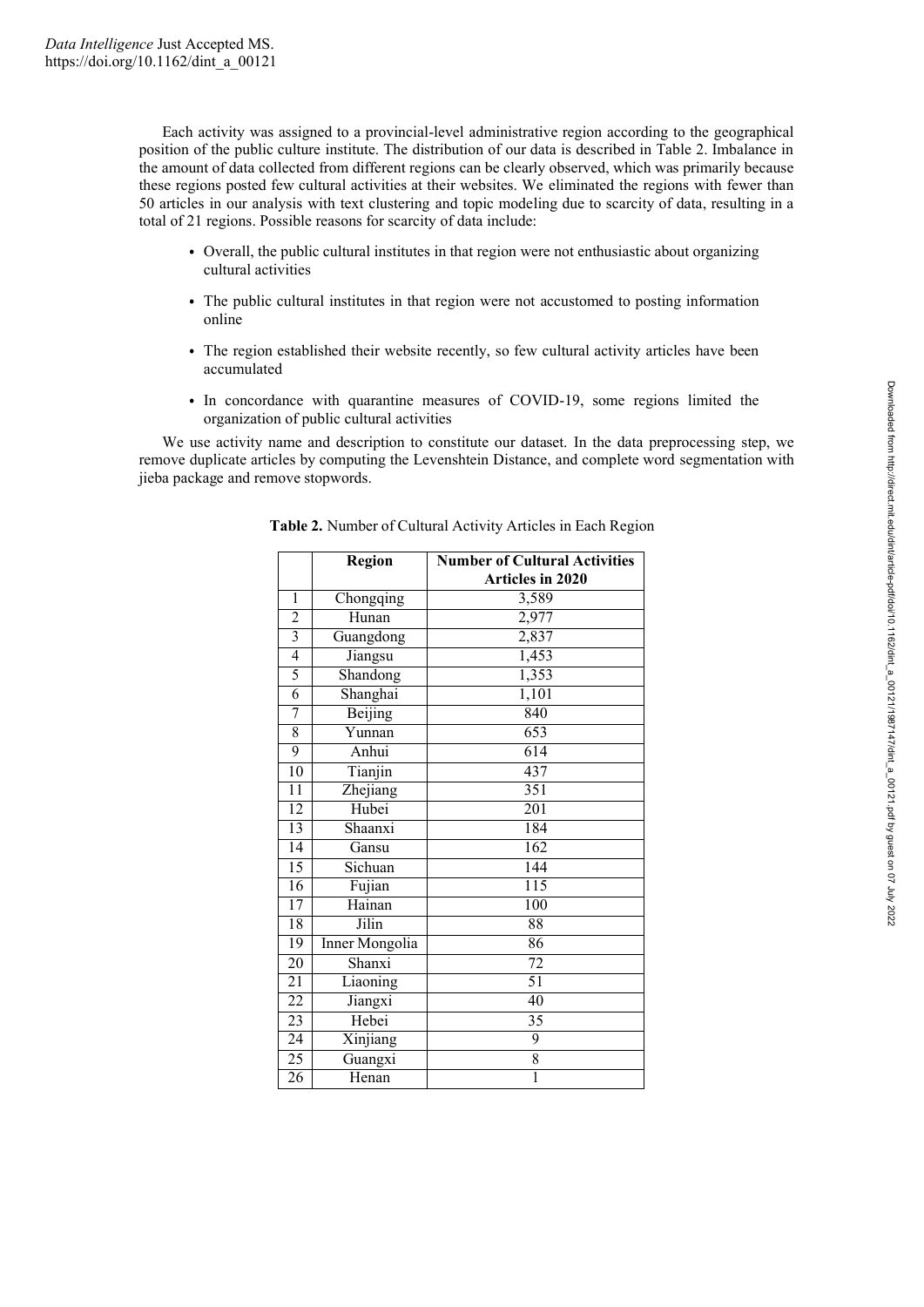Each activity was assigned to a provincial-level administrative region according to the geographical position of the public culture institute. The distribution of our data is described in Table 2. Imbalance in the amount of data collected from different regions can be clearly observed, which was primarily because these regions posted few cultural activities at their websites. We eliminated the regions with fewer than 50 articles in our analysis with text clustering and topic modeling due to scarcity of data, resulting in a total of 21 regions. Possible reasons for scarcity of data include:

- Overall, the public cultural institutes in that region were not enthusiastic about organizing cultural activities
- The public cultural institutes in that region were not accustomed to posting information online
- The region established their website recently, so few cultural activity articles have been accumulated
- In concordance with quarantine measures of COVID-19, some regions limited the organization of public cultural activities

We use activity name and description to constitute our dataset. In the data preprocessing step, we remove duplicate articles by computing the Levenshtein Distance, and complete word segmentation with jieba package and remove stopwords.

**Table 2.** Number of Cultural Activity Articles in Each Region

| | **Region** | **Number of Cultural Activities Articles in 2020** |
|---|---|---|
| 1 | Chongqing | 3,589 |
| 2 | Hunan | 2,977 |
| 3 | Guangdong | 2,837 |
| 4 | Jiangsu | 1,453 |
| 5 | Shandong | 1,353 |
| 6 | Shanghai | 1,101 |
| 7 | Beijing | 840 |
| 8 | Yunnan | 653 |
| 9 | Anhui | 614 |
| 10 | Tianjin | 437 |
| 11 | Zhejiang | 351 |
| 12 | Hubei | 201 |
| 13 | Shaanxi | 184 |
| 14 | Gansu | 162 |
| 15 | Sichuan | 144 |
| 16 | Fujian | 115 |
| 17 | Hainan | 100 |
| 18 | Jilin | 88 |
| 19 | Inner Mongolia | 86 |
| 20 | Shanxi | 72 |
| 21 | Liaoning | 51 |
| 22 | Jiangxi | 40 |
| 23 | Hebei | 35 |
| 24 | Xinjiang | 9 |
| 25 | Guangxi | 8 |
| 26 | Henan | 1 |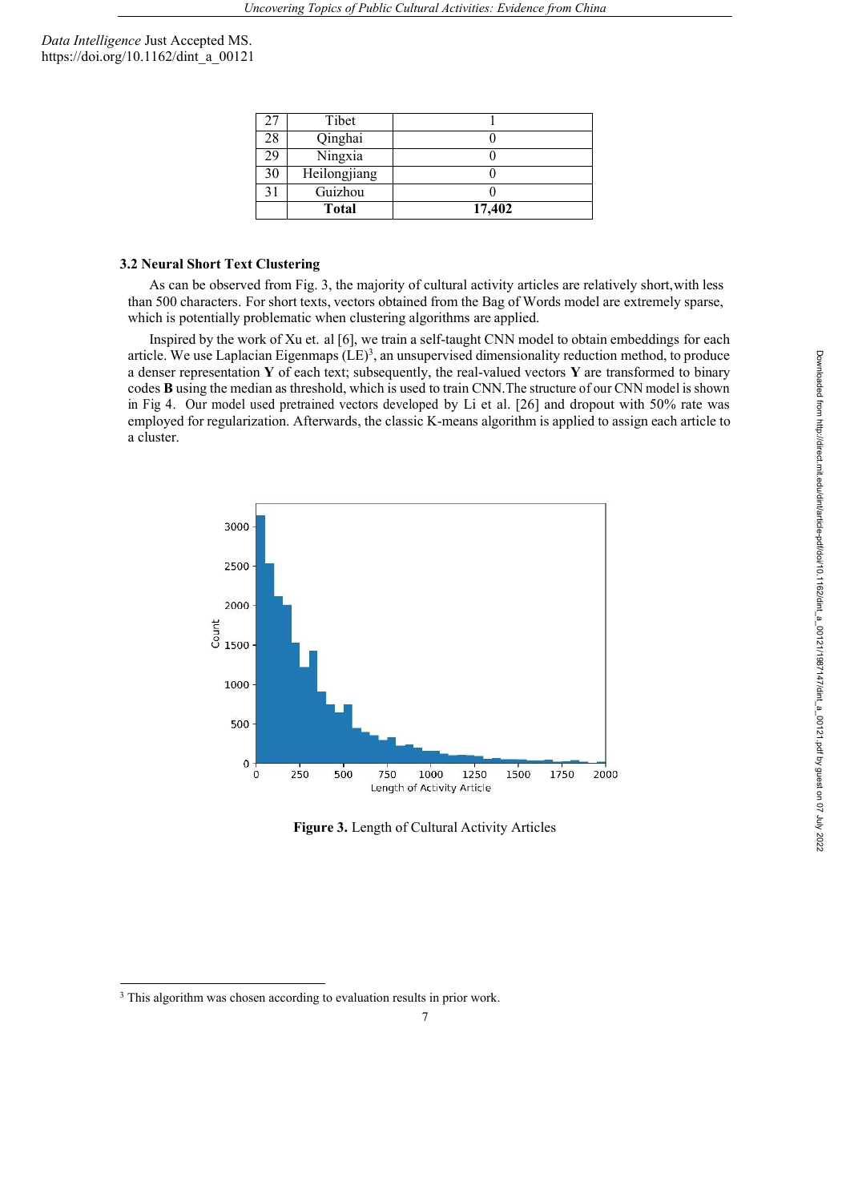| 27 | Tibet | 1 |
|---|---|---|
| 28 | Qinghai | 0 |
| 29 | Ningxia | 0 |
| 30 | Heilongjiang | 0 |
| 31 | Guizhou | 0 |
| | **Total** | **17,402** |

### 3.2 Neural Short Text Clustering

As can be observed from Fig. 3, the majority of cultural activity articles are relatively short,with less than 500 characters. For short texts, vectors obtained from the Bag of Words model are extremely sparse, which is potentially problematic when clustering algorithms are applied.

Inspired by the work of Xu et. al [6], we train a self-taught CNN model to obtain embeddings for each article. We use Laplacian Eigenmaps (LE)[3], an unsupervised dimensionality reduction method, to produce a denser representation **Y** of each text; subsequently, the real-valued vectors **Y** are transformed to binary codes **B** using the median as threshold, which is used to train CNN.The structure of our CNN model is shown in Fig 4. Our model used pretrained vectors developed by Li et al. [26] and dropout with 50% rate was employed for regularization. Afterwards, the classic K-means algorithm is applied to assign each article to a cluster.

**Figure 3.** Length of Cultural Activity Articles

[3] This algorithm was chosen according to evaluation results in prior work.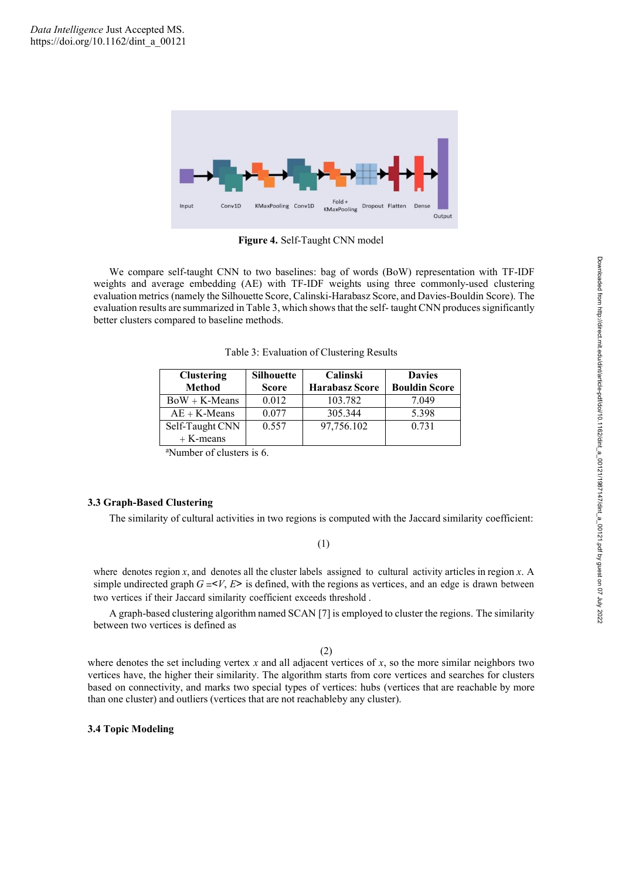**Figure 4.** Self-Taught CNN model

We compare self-taught CNN to two baselines: bag of words (BoW) representation with TF-IDF weights and average embedding (AE) with TF-IDF weights using three commonly-used clustering evaluation metrics (namely the Silhouette Score, Calinski-Harabasz Score, and Davies-Bouldin Score). The evaluation results are summarized in Table 3, which shows that the self- taught CNN produces significantly better clusters compared to baseline methods.

Table 3: Evaluation of Clustering Results

| Clustering Method | Silhouette Score | Calinski Harabasz Score | Davies Bouldin Score |
| --- | --- | --- | --- |
| BoW + K-Means | 0.012 | 103.782 | 7.049 |
| AE + K-Means | 0.077 | 305.344 | 5.398 |
| Self-Taught CNN + K-means | 0.557 | 97,756.102 | 0.731 |

[a]Number of clusters is 6.

### 3.3 Graph-Based Clustering

The similarity of cultural activities in two regions is computed with the Jaccard similarity coefficient:

(1)

where denotes region $x$, and denotes all the cluster labels assigned to cultural activity articles in region $x$. A simple undirected graph $G = <V, E>$ is defined, with the regions as vertices, and an edge is drawn between two vertices if their Jaccard similarity coefficient exceeds threshold .

A graph-based clustering algorithm named SCAN [7] is employed to cluster the regions. The similarity between two vertices is defined as

(2)

where denotes the set including vertex $x$ and all adjacent vertices of $x$, so the more similar neighbors two vertices have, the higher their similarity. The algorithm starts from core vertices and searches for clusters based on connectivity, and marks two special types of vertices: hubs (vertices that are reachable by more than one cluster) and outliers (vertices that are not reachableby any cluster).

### 3.4 Topic Modeling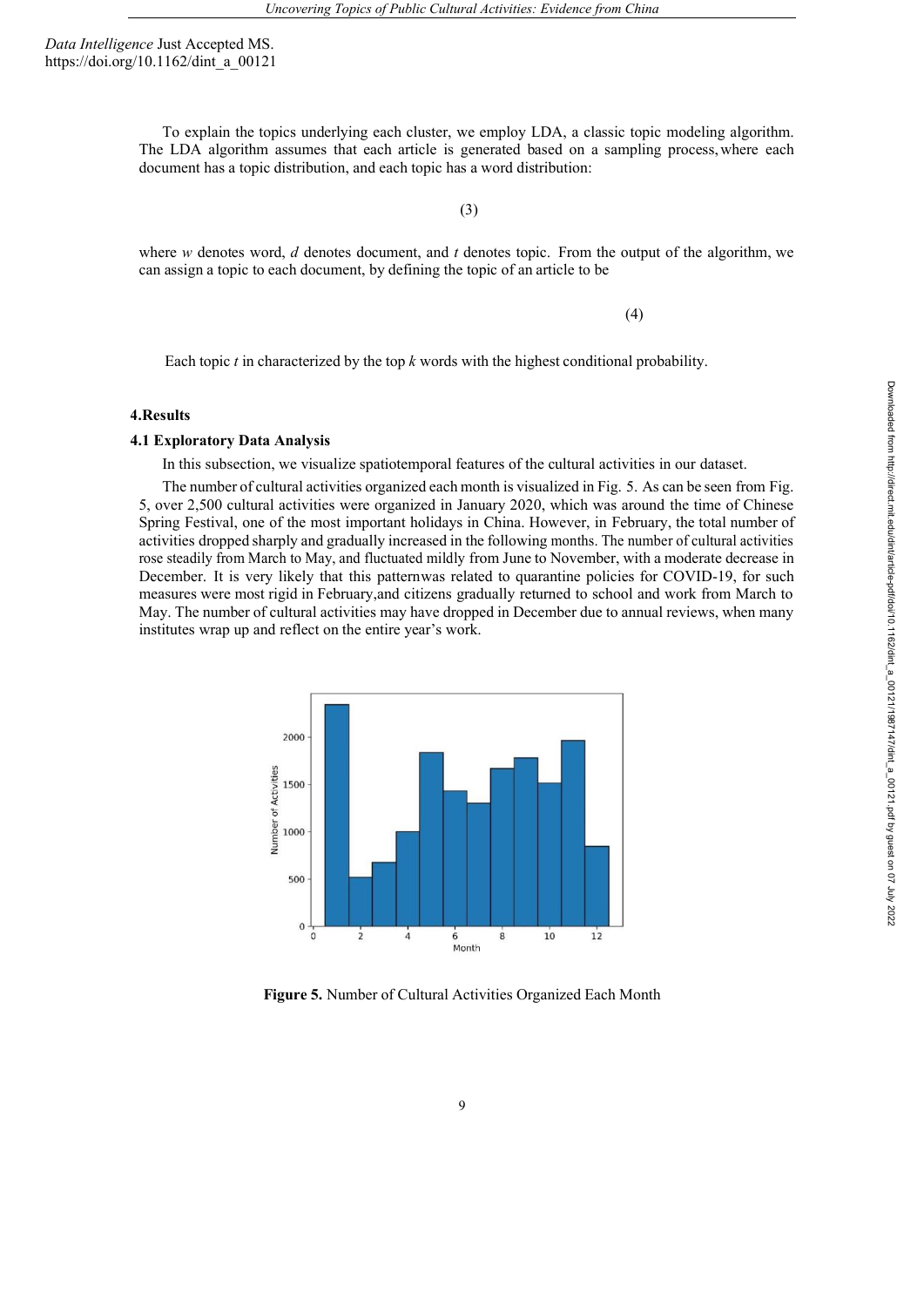To explain the topics underlying each cluster, we employ LDA, a classic topic modeling algorithm. The LDA algorithm assumes that each article is generated based on a sampling process, where each document has a topic distribution, and each topic has a word distribution:

(3)

where $w$ denotes word, $d$ denotes document, and $t$ denotes topic. From the output of the algorithm, we can assign a topic to each document, by defining the topic of an article to be

(4)

Each topic $t$ in characterized by the top $k$ words with the highest conditional probability.

## 4.Results

### 4.1 Exploratory Data Analysis

In this subsection, we visualize spatiotemporal features of the cultural activities in our dataset.

The number of cultural activities organized each month is visualized in Fig. 5. As can be seen from Fig. 5, over 2,500 cultural activities were organized in January 2020, which was around the time of Chinese Spring Festival, one of the most important holidays in China. However, in February, the total number of activities dropped sharply and gradually increased in the following months. The number of cultural activities rose steadily from March to May, and fluctuated mildly from June to November, with a moderate decrease in December. It is very likely that this patternwas related to quarantine policies for COVID-19, for such measures were most rigid in February,and citizens gradually returned to school and work from March to May. The number of cultural activities may have dropped in December due to annual reviews, when many institutes wrap up and reflect on the entire year's work.

**Figure 5.** Number of Cultural Activities Organized Each Month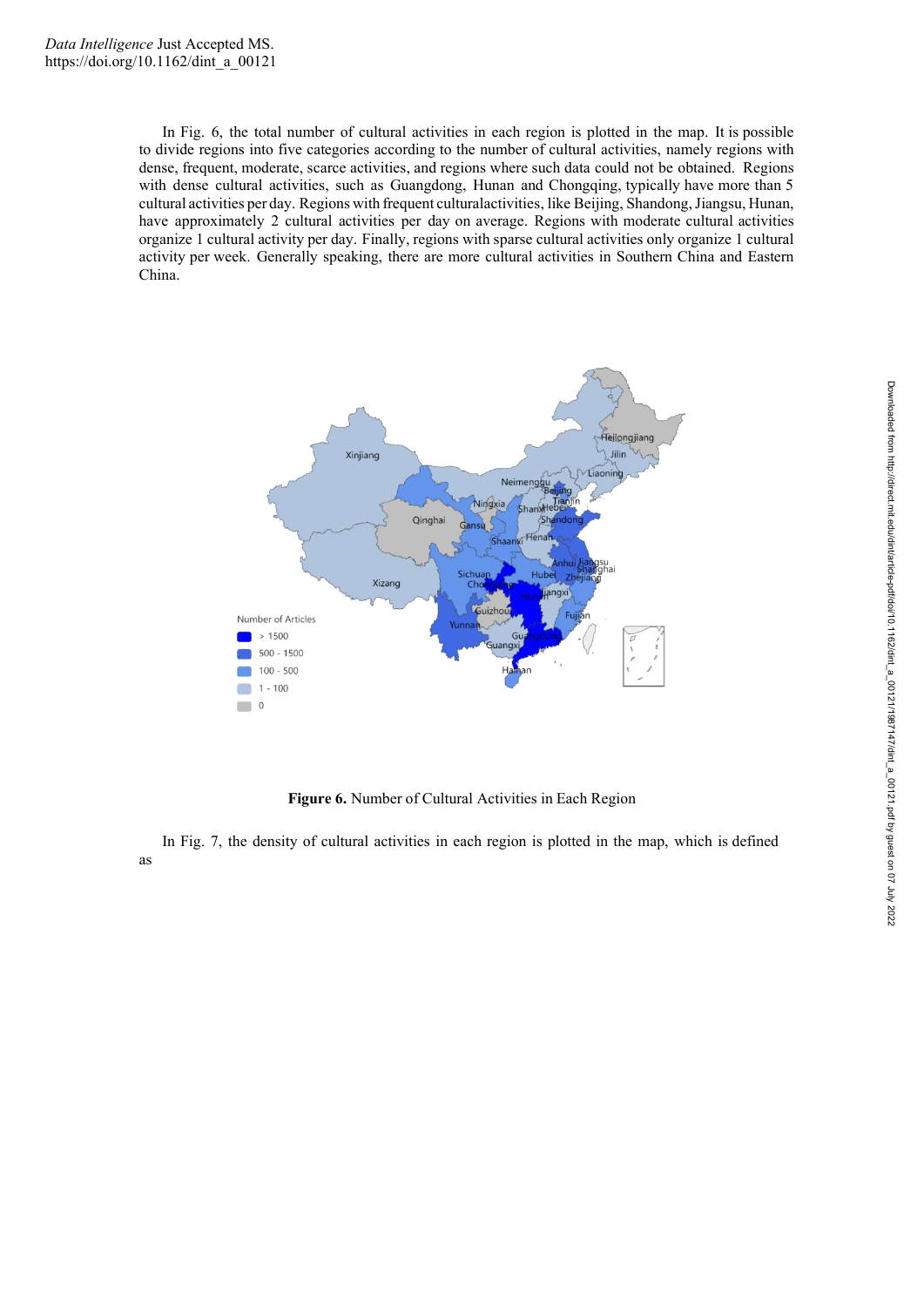In Fig. 6, the total number of cultural activities in each region is plotted in the map. It is possible to divide regions into five categories according to the number of cultural activities, namely regions with dense, frequent, moderate, scarce activities, and regions where such data could not be obtained. Regions with dense cultural activities, such as Guangdong, Hunan and Chongqing, typically have more than 5 cultural activities per day. Regions with frequent culturalactivities, like Beijing, Shandong, Jiangsu, Hunan, have approximately 2 cultural activities per day on average. Regions with moderate cultural activities organize 1 cultural activity per day. Finally, regions with sparse cultural activities only organize 1 cultural activity per week. Generally speaking, there are more cultural activities in Southern China and Eastern China.

**Figure 6.** Number of Cultural Activities in Each Region

In Fig. 7, the density of cultural activities in each region is plotted in the map, which is defined as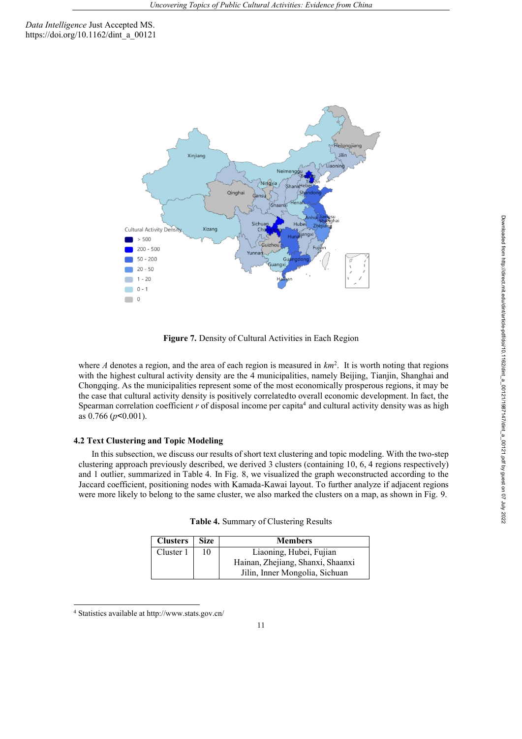Data Intelligence Just Accepted MS.
https://doi.org/10.1162/dint_a_00121

Figure 7. Density of Cultural Activities in Each Region

where $A$ denotes a region, and the area of each region is measured in $km^2$. It is worth noting that regions with the highest cultural activity density are the 4 municipalities, namely Beijing, Tianjin, Shanghai and Chongqing. As the municipalities represent some of the most economically prosperous regions, it may be the case that cultural activity density is positively correlatedto overall economic development. In fact, the Spearman correlation coefficient $r$ of disposal income per capita[4] and cultural activity density was as high as 0.766 ($p$<0.001).

### 4.2 Text Clustering and Topic Modeling

In this subsection, we discuss our results of short text clustering and topic modeling. With the two-step clustering approach previously described, we derived 3 clusters (containing 10, 6, 4 regions respectively) and 1 outlier, summarized in Table 4. In Fig. 8, we visualized the graph weconstructed according to the Jaccard coefficient, positioning nodes with Kamada-Kawai layout. To further analyze if adjacent regions were more likely to belong to the same cluster, we also marked the clusters on a map, as shown in Fig. 9.

Table 4. Summary of Clustering Results

| Clusters | Size | Members |
|---|---|---|
| Cluster 1 | 10 | Liaoning, Hubei, Fujian Hainan, Zhejiang, Shanxi, Shaanxi Jilin, Inner Mongolia, Sichuan |

[4] Statistics available at http://www.stats.gov.cn/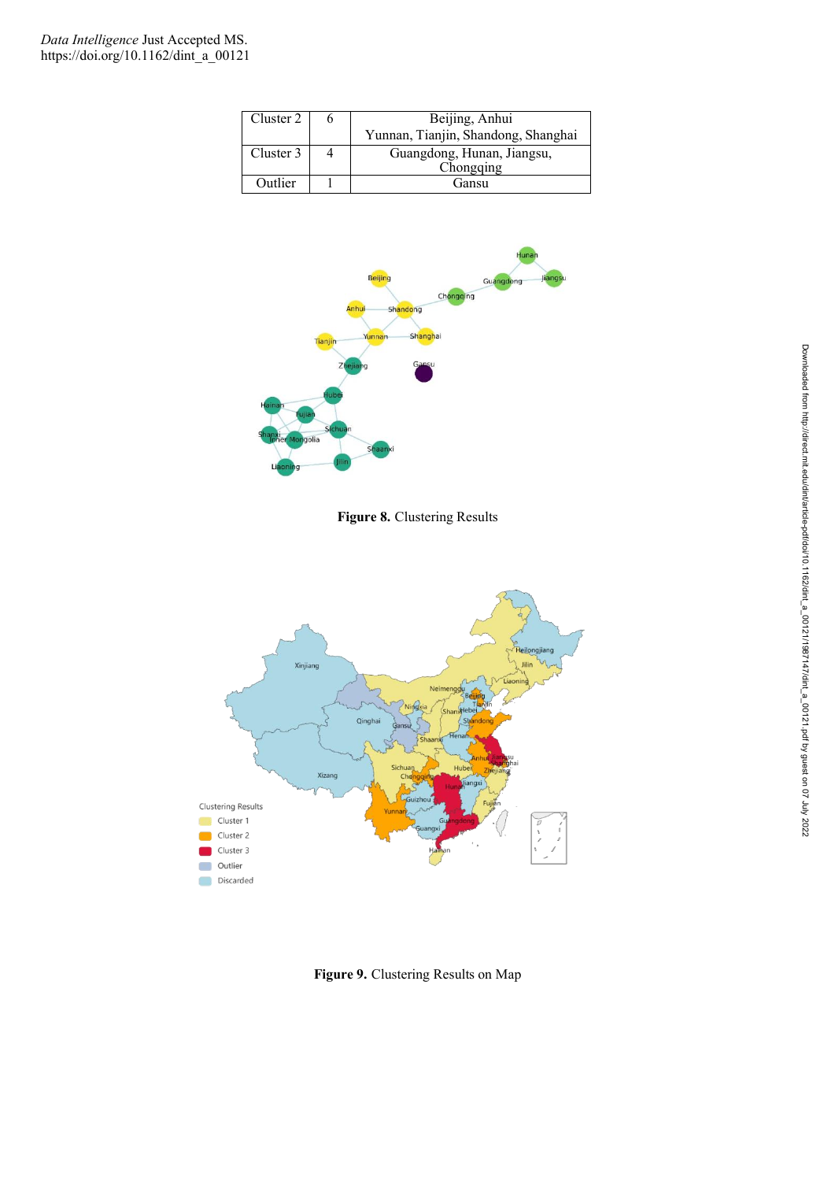| Cluster 2 | 6 | Beijing, Anhui Yunnan, Tianjin, Shandong, Shanghai |
|---|---|---|
| Cluster 3 | 4 | Guangdong, Hunan, Jiangsu, Chongqing |
| Outlier | 1 | Gansu |

**Figure 8.** Clustering Results

**Figure 9.** Clustering Results on Map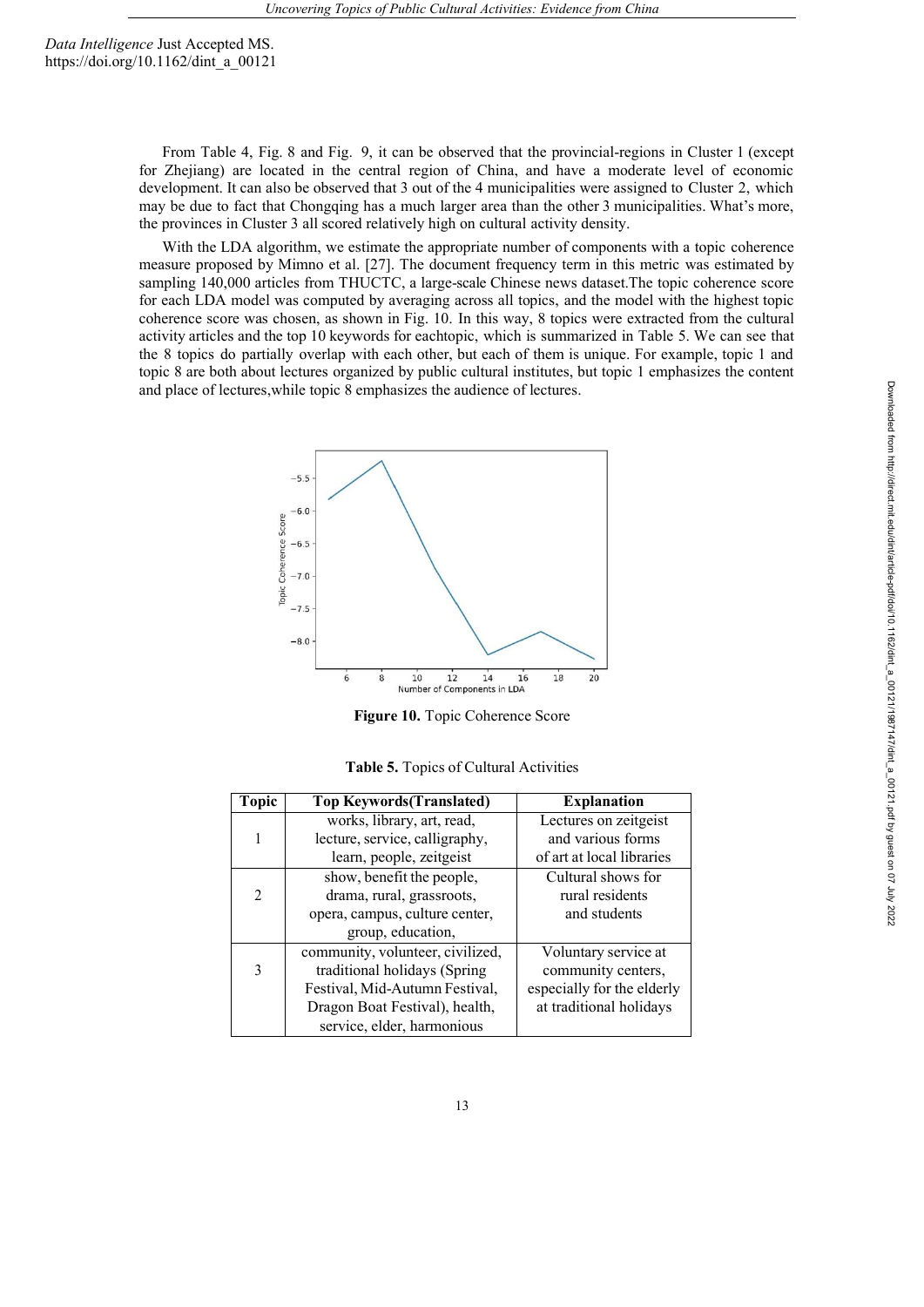From Table 4, Fig. 8 and Fig. 9, it can be observed that the provincial-regions in Cluster 1 (except for Zhejiang) are located in the central region of China, and have a moderate level of economic development. It can also be observed that 3 out of the 4 municipalities were assigned to Cluster 2, which may be due to fact that Chongqing has a much larger area than the other 3 municipalities. What's more, the provinces in Cluster 3 all scored relatively high on cultural activity density.

With the LDA algorithm, we estimate the appropriate number of components with a topic coherence measure proposed by Mimno et al. [27]. The document frequency term in this metric was estimated by sampling 140,000 articles from THUCTC, a large-scale Chinese news dataset.The topic coherence score for each LDA model was computed by averaging across all topics, and the model with the highest topic coherence score was chosen, as shown in Fig. 10. In this way, 8 topics were extracted from the cultural activity articles and the top 10 keywords for eachtopic, which is summarized in Table 5. We can see that the 8 topics do partially overlap with each other, but each of them is unique. For example, topic 1 and topic 8 are both about lectures organized by public cultural institutes, but topic 1 emphasizes the content and place of lectures,while topic 8 emphasizes the audience of lectures.

**Figure 10.** Topic Coherence Score

**Table 5.** Topics of Cultural Activities

| Topic | Top Keywords(Translated) | Explanation |
|---|---|---|
| 1 | works, library, art, read, lecture, service, calligraphy, learn, people, zeitgeist | Lectures on zeitgeist and various forms of art at local libraries |
| 2 | show, benefit the people, drama, rural, grassroots, opera, campus, culture center, group, education, | Cultural shows for rural residents and students |
| 3 | community, volunteer, civilized, traditional holidays (Spring Festival, Mid-Autumn Festival, Dragon Boat Festival), health, service, elder, harmonious | Voluntary service at community centers, especially for the elderly at traditional holidays |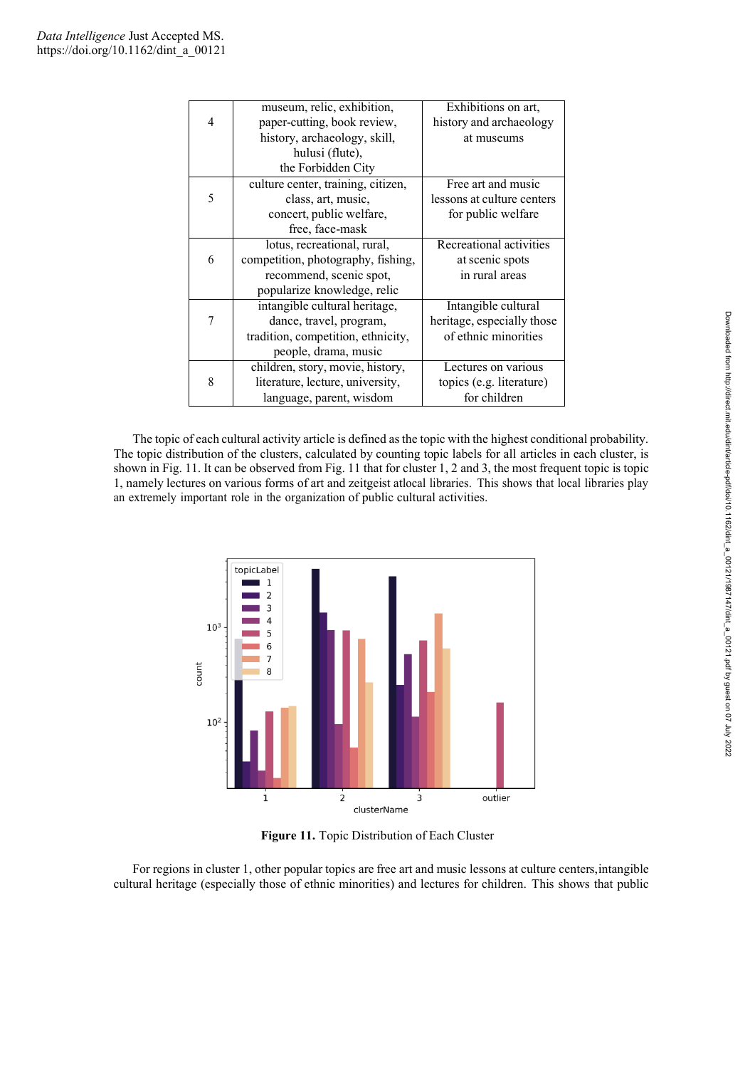| 4 | museum, relic, exhibition, paper-cutting, book review, history, archaeology, skill, hulusi (flute), the Forbidden City | Exhibitions on art, history and archaeology at museums |
|---|---|---|
| 5 | culture center, training, citizen, class, art, music, concert, public welfare, free, face-mask | Free art and music lessons at culture centers for public welfare |
| 6 | lotus, recreational, rural, competition, photography, fishing, recommend, scenic spot, popularize knowledge, relic | Recreational activities at scenic spots in rural areas |
| 7 | intangible cultural heritage, dance, travel, program, tradition, competition, ethnicity, people, drama, music | Intangible cultural heritage, especially those of ethnic minorities |
| 8 | children, story, movie, history, literature, lecture, university, language, parent, wisdom | Lectures on various topics (e.g. literature) for children |

The topic of each cultural activity article is defined as the topic with the highest conditional probability. The topic distribution of the clusters, calculated by counting topic labels for all articles in each cluster, is shown in Fig. 11. It can be observed from Fig. 11 that for cluster 1, 2 and 3, the most frequent topic is topic 1, namely lectures on various forms of art and zeitgeist atlocal libraries. This shows that local libraries play an extremely important role in the organization of public cultural activities.

**Figure 11.** Topic Distribution of Each Cluster

For regions in cluster 1, other popular topics are free art and music lessons at culture centers,intangible cultural heritage (especially those of ethnic minorities) and lectures for children. This shows that public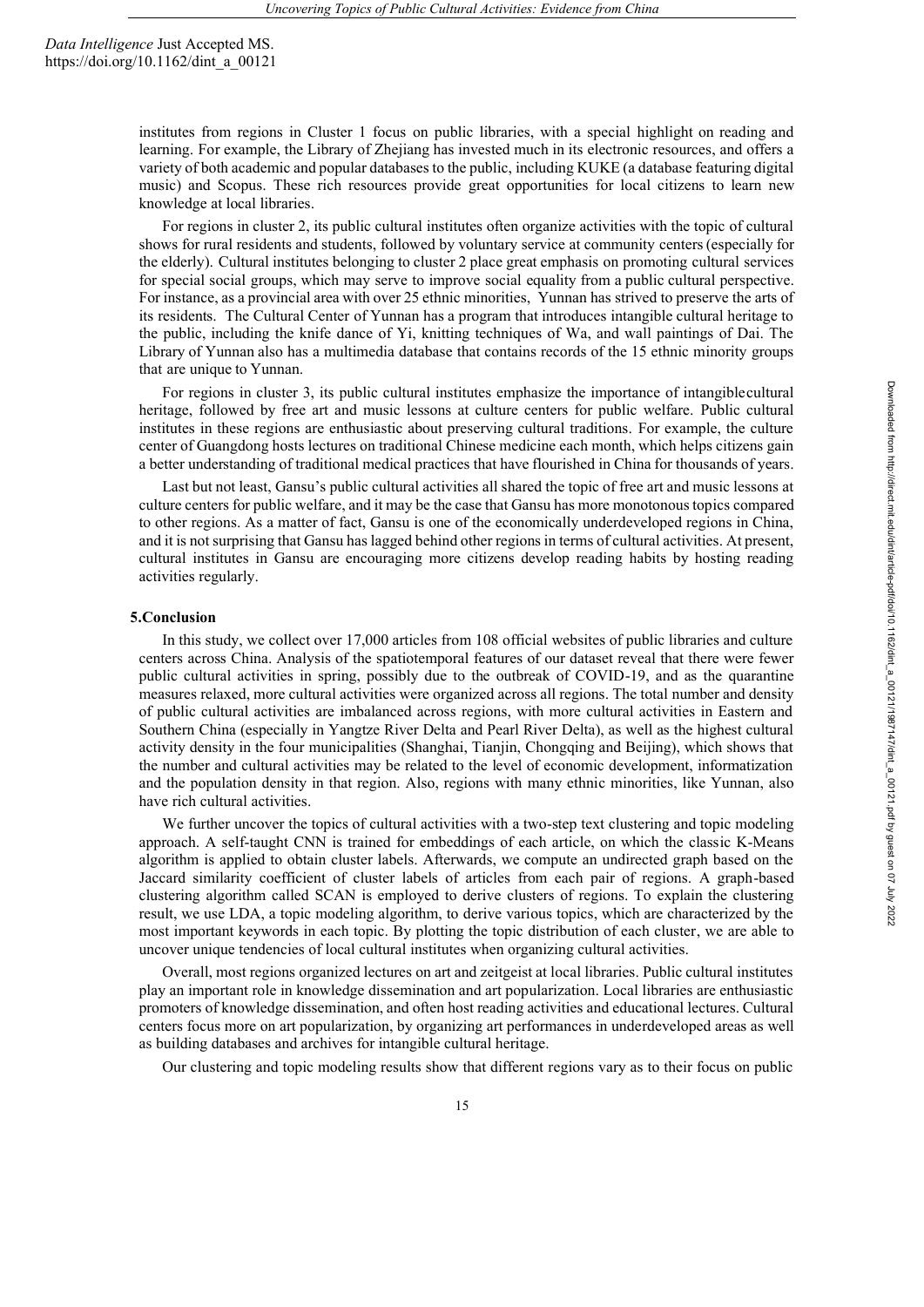institutes from regions in Cluster 1 focus on public libraries, with a special highlight on reading and learning. For example, the Library of Zhejiang has invested much in its electronic resources, and offers a variety of both academic and popular databases to the public, including KUKE (a database featuring digital music) and Scopus. These rich resources provide great opportunities for local citizens to learn new knowledge at local libraries.

For regions in cluster 2, its public cultural institutes often organize activities with the topic of cultural shows for rural residents and students, followed by voluntary service at community centers (especially for the elderly). Cultural institutes belonging to cluster 2 place great emphasis on promoting cultural services for special social groups, which may serve to improve social equality from a public cultural perspective. For instance, as a provincial area with over 25 ethnic minorities, Yunnan has strived to preserve the arts of its residents. The Cultural Center of Yunnan has a program that introduces intangible cultural heritage to the public, including the knife dance of Yi, knitting techniques of Wa, and wall paintings of Dai. The Library of Yunnan also has a multimedia database that contains records of the 15 ethnic minority groups that are unique to Yunnan.

For regions in cluster 3, its public cultural institutes emphasize the importance of intangiblecultural heritage, followed by free art and music lessons at culture centers for public welfare. Public cultural institutes in these regions are enthusiastic about preserving cultural traditions. For example, the culture center of Guangdong hosts lectures on traditional Chinese medicine each month, which helps citizens gain a better understanding of traditional medical practices that have flourished in China for thousands of years.

Last but not least, Gansu's public cultural activities all shared the topic of free art and music lessons at culture centers for public welfare, and it may be the case that Gansu has more monotonous topics compared to other regions. As a matter of fact, Gansu is one of the economically underdeveloped regions in China, and it is not surprising that Gansu has lagged behind other regions in terms of cultural activities. At present, cultural institutes in Gansu are encouraging more citizens develop reading habits by hosting reading activities regularly.

## 5.Conclusion

In this study, we collect over 17,000 articles from 108 official websites of public libraries and culture centers across China. Analysis of the spatiotemporal features of our dataset reveal that there were fewer public cultural activities in spring, possibly due to the outbreak of COVID-19, and as the quarantine measures relaxed, more cultural activities were organized across all regions. The total number and density of public cultural activities are imbalanced across regions, with more cultural activities in Eastern and Southern China (especially in Yangtze River Delta and Pearl River Delta), as well as the highest cultural activity density in the four municipalities (Shanghai, Tianjin, Chongqing and Beijing), which shows that the number and cultural activities may be related to the level of economic development, informatization and the population density in that region. Also, regions with many ethnic minorities, like Yunnan, also have rich cultural activities.

We further uncover the topics of cultural activities with a two-step text clustering and topic modeling approach. A self-taught CNN is trained for embeddings of each article, on which the classic K-Means algorithm is applied to obtain cluster labels. Afterwards, we compute an undirected graph based on the Jaccard similarity coefficient of cluster labels of articles from each pair of regions. A graph-based clustering algorithm called SCAN is employed to derive clusters of regions. To explain the clustering result, we use LDA, a topic modeling algorithm, to derive various topics, which are characterized by the most important keywords in each topic. By plotting the topic distribution of each cluster, we are able to uncover unique tendencies of local cultural institutes when organizing cultural activities.

Overall, most regions organized lectures on art and zeitgeist at local libraries. Public cultural institutes play an important role in knowledge dissemination and art popularization. Local libraries are enthusiastic promoters of knowledge dissemination, and often host reading activities and educational lectures. Cultural centers focus more on art popularization, by organizing art performances in underdeveloped areas as well as building databases and archives for intangible cultural heritage.

Our clustering and topic modeling results show that different regions vary as to their focus on public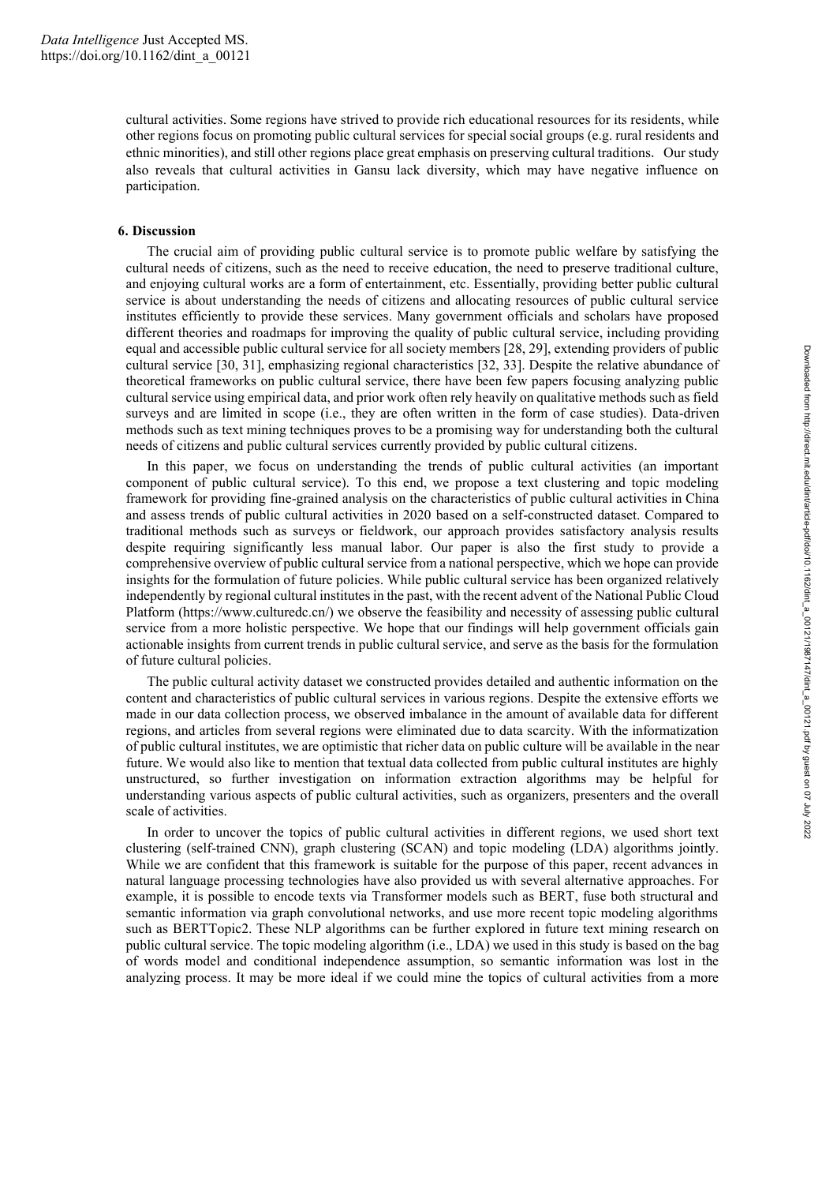cultural activities. Some regions have strived to provide rich educational resources for its residents, while other regions focus on promoting public cultural services for special social groups (e.g. rural residents and ethnic minorities), and still other regions place great emphasis on preserving cultural traditions. Our study also reveals that cultural activities in Gansu lack diversity, which may have negative influence on participation.

## 6. Discussion

The crucial aim of providing public cultural service is to promote public welfare by satisfying the cultural needs of citizens, such as the need to receive education, the need to preserve traditional culture, and enjoying cultural works are a form of entertainment, etc. Essentially, providing better public cultural service is about understanding the needs of citizens and allocating resources of public cultural service institutes efficiently to provide these services. Many government officials and scholars have proposed different theories and roadmaps for improving the quality of public cultural service, including providing equal and accessible public cultural service for all society members [28, 29], extending providers of public cultural service [30, 31], emphasizing regional characteristics [32, 33]. Despite the relative abundance of theoretical frameworks on public cultural service, there have been few papers focusing analyzing public cultural service using empirical data, and prior work often rely heavily on qualitative methods such as field surveys and are limited in scope (i.e., they are often written in the form of case studies). Data-driven methods such as text mining techniques proves to be a promising way for understanding both the cultural needs of citizens and public cultural services currently provided by public cultural citizens.

In this paper, we focus on understanding the trends of public cultural activities (an important component of public cultural service). To this end, we propose a text clustering and topic modeling framework for providing fine-grained analysis on the characteristics of public cultural activities in China and assess trends of public cultural activities in 2020 based on a self-constructed dataset. Compared to traditional methods such as surveys or fieldwork, our approach provides satisfactory analysis results despite requiring significantly less manual labor. Our paper is also the first study to provide a comprehensive overview of public cultural service from a national perspective, which we hope can provide insights for the formulation of future policies. While public cultural service has been organized relatively independently by regional cultural institutes in the past, with the recent advent of the National Public Cloud Platform (https://www.culturedc.cn/) we observe the feasibility and necessity of assessing public cultural service from a more holistic perspective. We hope that our findings will help government officials gain actionable insights from current trends in public cultural service, and serve as the basis for the formulation of future cultural policies.

The public cultural activity dataset we constructed provides detailed and authentic information on the content and characteristics of public cultural services in various regions. Despite the extensive efforts we made in our data collection process, we observed imbalance in the amount of available data for different regions, and articles from several regions were eliminated due to data scarcity. With the informatization of public cultural institutes, we are optimistic that richer data on public culture will be available in the near future. We would also like to mention that textual data collected from public cultural institutes are highly unstructured, so further investigation on information extraction algorithms may be helpful for understanding various aspects of public cultural activities, such as organizers, presenters and the overall scale of activities.

In order to uncover the topics of public cultural activities in different regions, we used short text clustering (self-trained CNN), graph clustering (SCAN) and topic modeling (LDA) algorithms jointly. While we are confident that this framework is suitable for the purpose of this paper, recent advances in natural language processing technologies have also provided us with several alternative approaches. For example, it is possible to encode texts via Transformer models such as BERT, fuse both structural and semantic information via graph convolutional networks, and use more recent topic modeling algorithms such as BERTTopic2. These NLP algorithms can be further explored in future text mining research on public cultural service. The topic modeling algorithm (i.e., LDA) we used in this study is based on the bag of words model and conditional independence assumption, so semantic information was lost in the analyzing process. It may be more ideal if we could mine the topics of cultural activities from a more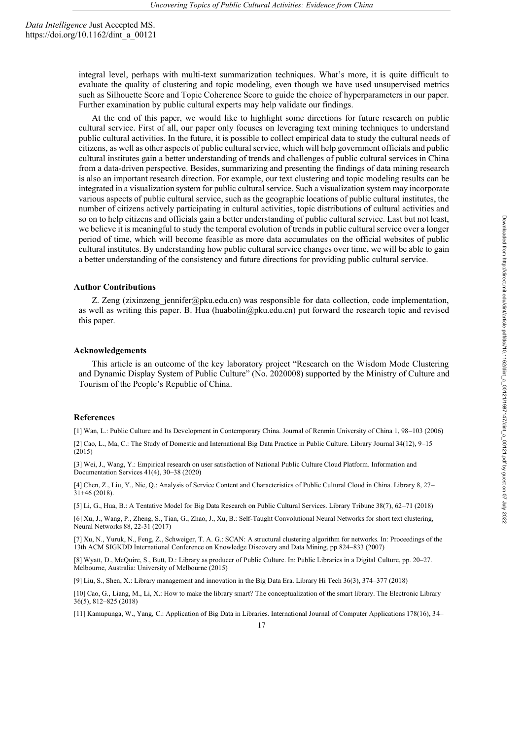integral level, perhaps with multi-text summarization techniques. What's more, it is quite difficult to evaluate the quality of clustering and topic modeling, even though we have used unsupervised metrics such as Silhouette Score and Topic Coherence Score to guide the choice of hyperparameters in our paper. Further examination by public cultural experts may help validate our findings.

At the end of this paper, we would like to highlight some directions for future research on public cultural service. First of all, our paper only focuses on leveraging text mining techniques to understand public cultural activities. In the future, it is possible to collect empirical data to study the cultural needs of citizens, as well as other aspects of public cultural service, which will help government officials and public cultural institutes gain a better understanding of trends and challenges of public cultural services in China from a data-driven perspective. Besides, summarizing and presenting the findings of data mining research is also an important research direction. For example, our text clustering and topic modeling results can be integrated in a visualization system for public cultural service. Such a visualization system may incorporate various aspects of public cultural service, such as the geographic locations of public cultural institutes, the number of citizens actively participating in cultural activities, topic distributions of cultural activities and so on to help citizens and officials gain a better understanding of public cultural service. Last but not least, we believe it is meaningful to study the temporal evolution of trends in public cultural service over a longer period of time, which will become feasible as more data accumulates on the official websites of public cultural institutes. By understanding how public cultural service changes over time, we will be able to gain a better understanding of the consistency and future directions for providing public cultural service.

### Author Contributions

Z. Zeng (zixinzeng_jennifer@pku.edu.cn) was responsible for data collection, code implementation, as well as writing this paper. B. Hua (huabolin@pku.edu.cn) put forward the research topic and revised this paper.

### Acknowledgements

This article is an outcome of the key laboratory project "Research on the Wisdom Mode Clustering and Dynamic Display System of Public Culture" (No. 2020008) supported by the Ministry of Culture and Tourism of the People's Republic of China.

### References

[1] Wan, L.: Public Culture and Its Development in Contemporary China. Journal of Renmin University of China 1, 98–103 (2006)

[2] Cao, L., Ma, C.: The Study of Domestic and International Big Data Practice in Public Culture. Library Journal 34(12), 9–15 (2015)

[3] Wei, J., Wang, Y.: Empirical research on user satisfaction of National Public Culture Cloud Platform. Information and Documentation Services 41(4), 30–38 (2020)

[4] Chen, Z., Liu, Y., Nie, Q.: Analysis of Service Content and Characteristics of Public Cultural Cloud in China. Library 8, 27–31+46 (2018).

[5] Li, G., Hua, B.: A Tentative Model for Big Data Research on Public Cultural Services. Library Tribune 38(7), 62–71 (2018)

[6] Xu, J., Wang, P., Zheng, S., Tian, G., Zhao, J., Xu, B.: Self-Taught Convolutional Neural Networks for short text clustering, Neural Networks 88, 22-31 (2017)

[7] Xu, N., Yuruk, N., Feng, Z., Schweiger, T. A. G.: SCAN: A structural clustering algorithm for networks. In: Proceedings of the 13th ACM SIGKDD International Conference on Knowledge Discovery and Data Mining, pp.824–833 (2007)

[8] Wyatt, D., McQuire, S., Butt, D.: Library as producer of Public Culture. In: Public Libraries in a Digital Culture, pp. 20–27. Melbourne, Australia: University of Melbourne (2015)

[9] Liu, S., Shen, X.: Library management and innovation in the Big Data Era. Library Hi Tech 36(3), 374–377 (2018)

[10] Cao, G., Liang, M., Li, X.: How to make the library smart? The conceptualization of the smart library. The Electronic Library 36(5), 812–825 (2018)

[11] Kamupunga, W., Yang, C.: Application of Big Data in Libraries. International Journal of Computer Applications 178(16), 34–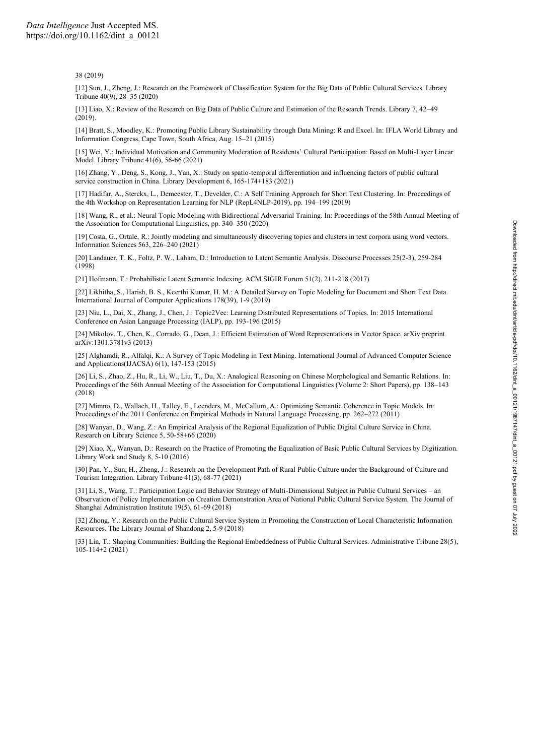38 (2019)

[12] Sun, J., Zheng, J.: Research on the Framework of Classification System for the Big Data of Public Cultural Services. Library Tribune 40(9), 28–35 (2020)

[13] Liao, X.: Review of the Research on Big Data of Public Culture and Estimation of the Research Trends. Library 7, 42–49 (2019).

[14] Bratt, S., Moodley, K.: Promoting Public Library Sustainability through Data Mining: R and Excel. In: IFLA World Library and Information Congress, Cape Town, South Africa, Aug. 15–21 (2015)

[15] Wei, Y.: Individual Motivation and Community Moderation of Residents' Cultural Participation: Based on Multi-Layer Linear Model. Library Tribune 41(6), 56-66 (2021)

[16] Zhang, Y., Deng, S., Kong, J., Yan, X.: Study on spatio-temporal differentiation and influencing factors of public cultural service construction in China. Library Development 6, 165-174+183 (2021)

[17] Hadifar, A., Sterckx, L., Demeester, T., Develder, C.: A Self Training Approach for Short Text Clustering. In: Proceedings of the 4th Workshop on Representation Learning for NLP (RepL4NLP-2019), pp. 194–199 (2019)

[18] Wang, R., et al.: Neural Topic Modeling with Bidirectional Adversarial Training. In: Proceedings of the 58th Annual Meeting of the Association for Computational Linguistics, pp. 340–350 (2020)

[19] Costa, G., Ortale, R.: Jointly modeling and simultaneously discovering topics and clusters in text corpora using word vectors. Information Sciences 563, 226–240 (2021)

[20] Landauer, T. K., Foltz, P. W., Laham, D.: Introduction to Latent Semantic Analysis. Discourse Processes 25(2-3), 259-284 (1998)

[21] Hofmann, T.: Probabilistic Latent Semantic Indexing. ACM SIGIR Forum 51(2), 211-218 (2017)

[22] Likhitha, S., Harish, B. S., Keerthi Kumar, H. M.: A Detailed Survey on Topic Modeling for Document and Short Text Data. International Journal of Computer Applications 178(39), 1-9 (2019)

[23] Niu, L., Dai, X., Zhang, J., Chen, J.: Topic2Vec: Learning Distributed Representations of Topics. In: 2015 International Conference on Asian Language Processing (IALP), pp. 193-196 (2015)

[24] Mikolov, T., Chen, K., Corrado, G., Dean, J.: Efficient Estimation of Word Representations in Vector Space. arXiv preprint arXiv:1301.3781v3 (2013)

[25] Alghamdi, R., Alfalqi, K.: A Survey of Topic Modeling in Text Mining. International Journal of Advanced Computer Science and Applications(IJACSA) 6(1), 147-153 (2015)

[26] Li, S., Zhao, Z., Hu, R., Li, W., Liu, T., Du, X.: Analogical Reasoning on Chinese Morphological and Semantic Relations. In: Proceedings of the 56th Annual Meeting of the Association for Computational Linguistics (Volume 2: Short Papers), pp. 138–143 (2018)

[27] Mimno, D., Wallach, H., Talley, E., Leenders, M., McCallum, A.: Optimizing Semantic Coherence in Topic Models. In: Proceedings of the 2011 Conference on Empirical Methods in Natural Language Processing, pp. 262–272 (2011)

[28] Wanyan, D., Wang, Z.: An Empirical Analysis of the Regional Equalization of Public Digital Culture Service in China. Research on Library Science 5, 50-58+66 (2020)

[29] Xiao, X., Wanyan, D.: Research on the Practice of Promoting the Equalization of Basic Public Cultural Services by Digitization. Library Work and Study 8, 5-10 (2016)

[30] Pan, Y., Sun, H., Zheng, J.: Research on the Development Path of Rural Public Culture under the Background of Culture and Tourism Integration. Library Tribune 41(3), 68-77 (2021)

[31] Li, S., Wang, T.: Participation Logic and Behavior Strategy of Multi-Dimensional Subject in Public Cultural Services – an Observation of Policy Implementation on Creation Demonstration Area of National Public Cultural Service System. The Journal of Shanghai Administration Institute 19(5), 61-69 (2018)

[32] Zhong, Y.: Research on the Public Cultural Service System in Promoting the Construction of Local Characteristic Information Resources. The Library Journal of Shandong 2, 5-9 (2018)

[33] Lin, T.: Shaping Communities: Building the Regional Embeddedness of Public Cultural Services. Administrative Tribune 28(5), 105-114+2 (2021)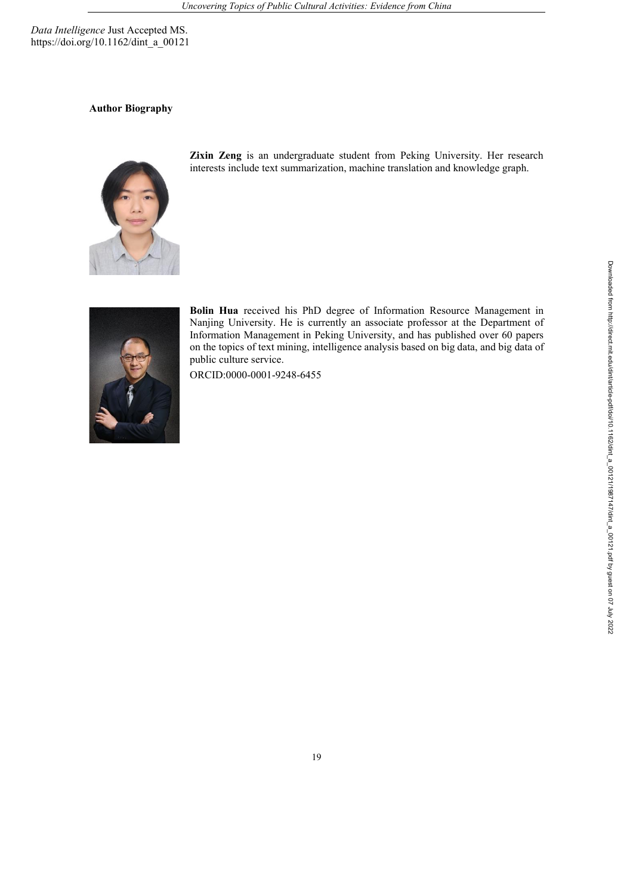Data Intelligence Just Accepted MS.
https://doi.org/10.1162/dint_a_00121

**Author Biography**

**Zixin Zeng** is an undergraduate student from Peking University. Her research interests include text summarization, machine translation and knowledge graph.

**Bolin Hua** received his PhD degree of Information Resource Management in Nanjing University. He is currently an associate professor at the Department of Information Management in Peking University, and has published over 60 papers on the topics of text mining, intelligence analysis based on big data, and big data of public culture service.

ORCID:0000-0001-9248-6455